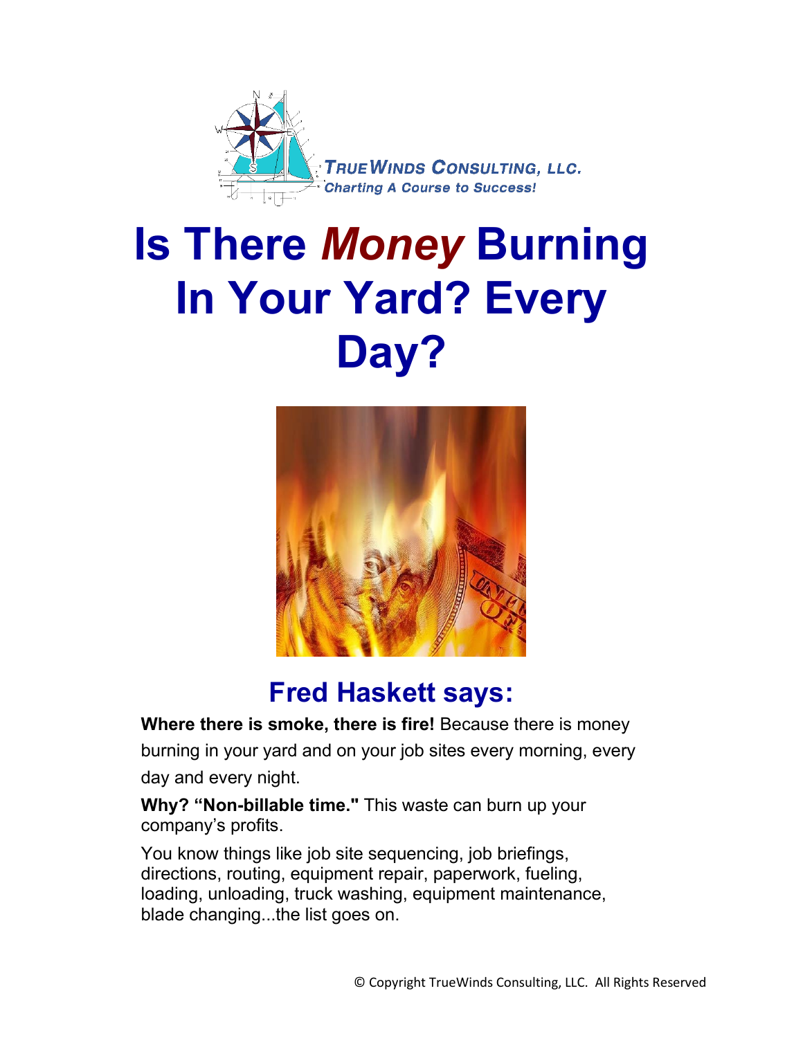TrueWinds Consulting, LLC.
*Charting A Course to Success!*

# Is There *Money* Burning In Your Yard? Every Day?

## Fred Haskett says:

**Where there is smoke, there is fire!** Because there is money burning in your yard and on your job sites every morning, every day and every night.

**Why? "Non-billable time."** This waste can burn up your company's profits.

You know things like job site sequencing, job briefings, directions, routing, equipment repair, paperwork, fueling, loading, unloading, truck washing, equipment maintenance, blade changing...the list goes on.

© Copyright TrueWinds Consulting, LLC. All Rights Reserved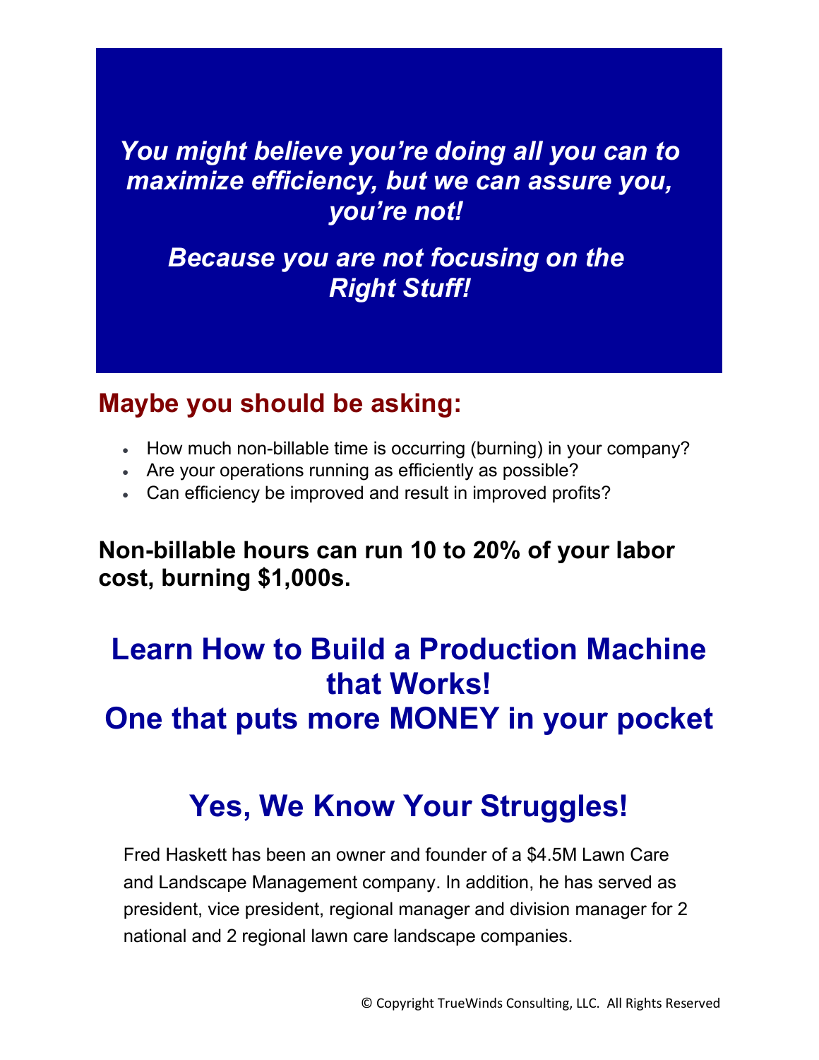***You might believe you're doing all you can to maximize efficiency, but we can assure you, you're not!***

***Because you are not focusing on the Right Stuff!***

## Maybe you should be asking:

- How much non-billable time is occurring (burning) in your company?
- Are your operations running as efficiently as possible?
- Can efficiency be improved and result in improved profits?

**Non-billable hours can run 10 to 20% of your labor cost, burning $1,000s.**

# Learn How to Build a Production Machine that Works! One that puts more MONEY in your pocket

# Yes, We Know Your Struggles!

Fred Haskett has been an owner and founder of a $4.5M Lawn Care and Landscape Management company. In addition, he has served as president, vice president, regional manager and division manager for 2 national and 2 regional lawn care landscape companies.

© Copyright TrueWinds Consulting, LLC. All Rights Reserved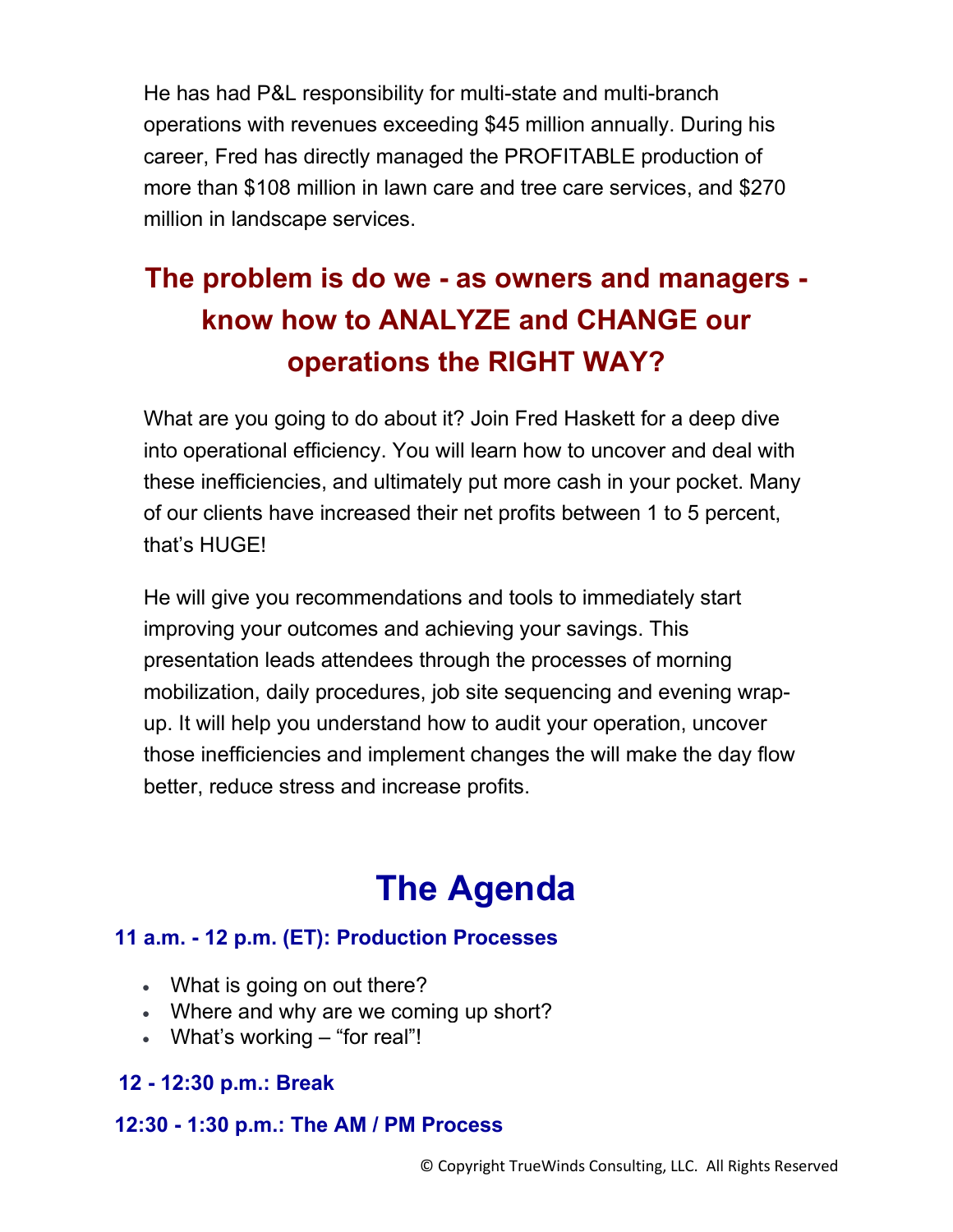He has had P&L responsibility for multi-state and multi-branch operations with revenues exceeding $45 million annually. During his career, Fred has directly managed the PROFITABLE production of more than $108 million in lawn care and tree care services, and $270 million in landscape services.

## The problem is do we - as owners and managers - know how to ANALYZE and CHANGE our operations the RIGHT WAY?

What are you going to do about it? Join Fred Haskett for a deep dive into operational efficiency. You will learn how to uncover and deal with these inefficiencies, and ultimately put more cash in your pocket. Many of our clients have increased their net profits between 1 to 5 percent, that's HUGE!

He will give you recommendations and tools to immediately start improving your outcomes and achieving your savings. This presentation leads attendees through the processes of morning mobilization, daily procedures, job site sequencing and evening wrap-up. It will help you understand how to audit your operation, uncover those inefficiencies and implement changes the will make the day flow better, reduce stress and increase profits.

# The Agenda

### 11 a.m. - 12 p.m. (ET): Production Processes

- What is going on out there?
- Where and why are we coming up short?
- What's working – "for real"!

### 12 - 12:30 p.m.: Break

### 12:30 - 1:30 p.m.: The AM / PM Process

© Copyright TrueWinds Consulting, LLC. All Rights Reserved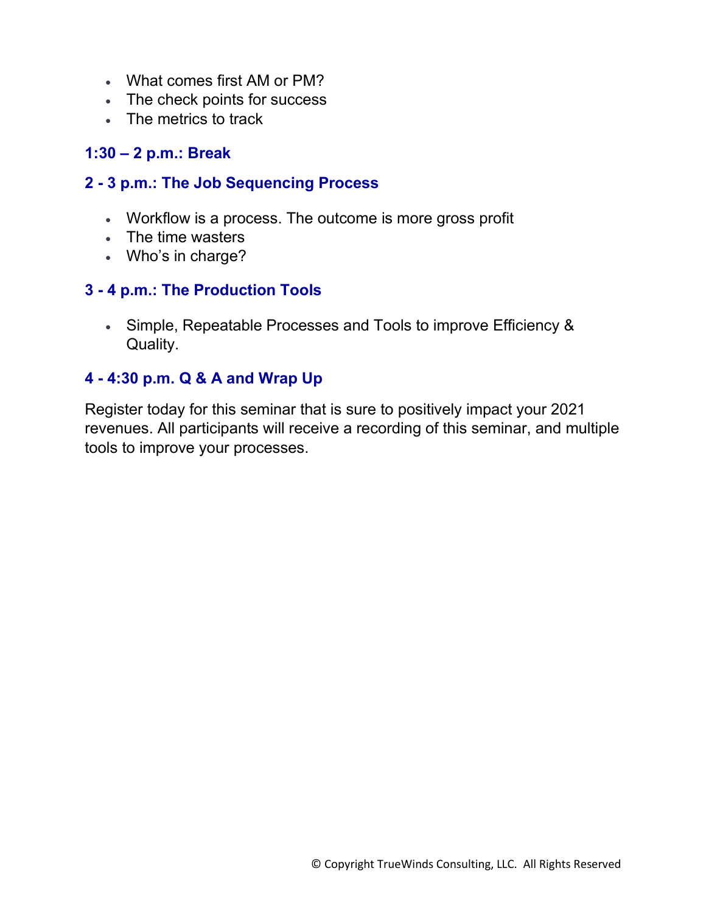- What comes first AM or PM?
- The check points for success
- The metrics to track

### 1:30 – 2 p.m.: Break

### 2 - 3 p.m.: The Job Sequencing Process

- Workflow is a process. The outcome is more gross profit
- The time wasters
- Who's in charge?

### 3 - 4 p.m.: The Production Tools

- Simple, Repeatable Processes and Tools to improve Efficiency & Quality.

### 4 - 4:30 p.m. Q & A and Wrap Up

Register today for this seminar that is sure to positively impact your 2021 revenues. All participants will receive a recording of this seminar, and multiple tools to improve your processes.

© Copyright TrueWinds Consulting, LLC. All Rights Reserved